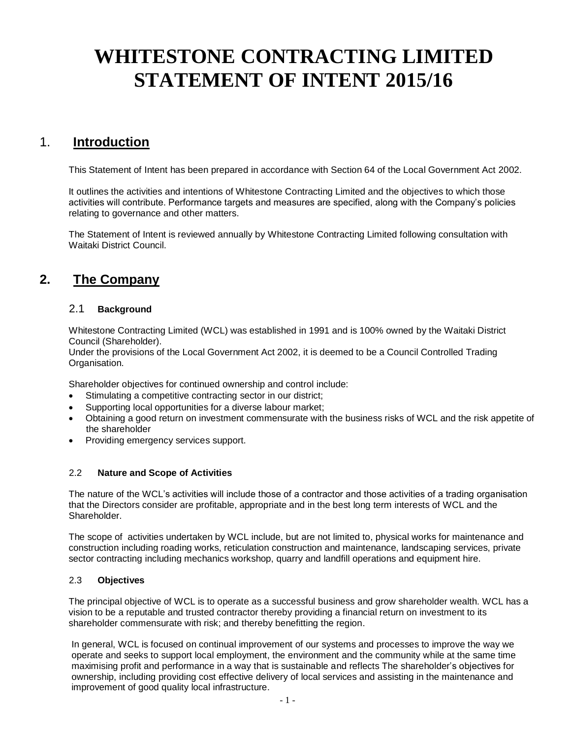# WHITESTONE CONTRACTING LIMITED STATEMENT OF INTENT 2015/16

## 1. Introduction

This Statement of Intent has been prepared in accordance with Section 64 of the Local Government Act 2002.

It outlines the activities and intentions of Whitestone Contracting Limited and the objectives to which those activities will contribute. Performance targets and measures are specified, along with the Company's policies relating to governance and other matters.

The Statement of Intent is reviewed annually by Whitestone Contracting Limited following consultation with Waitaki District Council.

## 2. The Company

### 2.1 Background

Whitestone Contracting Limited (WCL) was established in 1991 and is 100% owned by the Waitaki District Council (Shareholder).
Under the provisions of the Local Government Act 2002, it is deemed to be a Council Controlled Trading Organisation.

Shareholder objectives for continued ownership and control include:

- Stimulating a competitive contracting sector in our district;
- Supporting local opportunities for a diverse labour market;
- Obtaining a good return on investment commensurate with the business risks of WCL and the risk appetite of the shareholder
- Providing emergency services support.

### 2.2 Nature and Scope of Activities

The nature of the WCL's activities will include those of a contractor and those activities of a trading organisation that the Directors consider are profitable, appropriate and in the best long term interests of WCL and the Shareholder.

The scope of activities undertaken by WCL include, but are not limited to, physical works for maintenance and construction including roading works, reticulation construction and maintenance, landscaping services, private sector contracting including mechanics workshop, quarry and landfill operations and equipment hire.

### 2.3 Objectives

The principal objective of WCL is to operate as a successful business and grow shareholder wealth. WCL has a vision to be a reputable and trusted contractor thereby providing a financial return on investment to its shareholder commensurate with risk; and thereby benefitting the region.

In general, WCL is focused on continual improvement of our systems and processes to improve the way we operate and seeks to support local employment, the environment and the community while at the same time maximising profit and performance in a way that is sustainable and reflects The shareholder's objectives for ownership, including providing cost effective delivery of local services and assisting in the maintenance and improvement of good quality local infrastructure.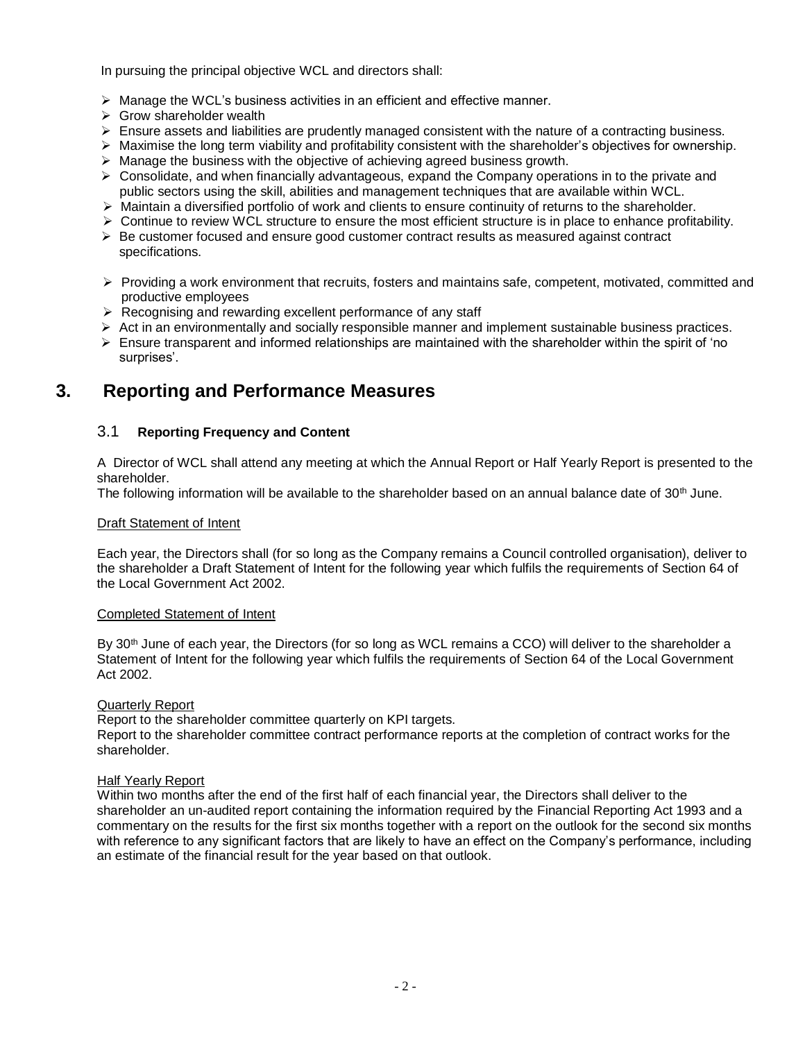In pursuing the principal objective WCL and directors shall:

- Manage the WCL's business activities in an efficient and effective manner.
- Grow shareholder wealth
- Ensure assets and liabilities are prudently managed consistent with the nature of a contracting business.
- Maximise the long term viability and profitability consistent with the shareholder's objectives for ownership.
- Manage the business with the objective of achieving agreed business growth.
- Consolidate, and when financially advantageous, expand the Company operations in to the private and public sectors using the skill, abilities and management techniques that are available within WCL.
- Maintain a diversified portfolio of work and clients to ensure continuity of returns to the shareholder.
- Continue to review WCL structure to ensure the most efficient structure is in place to enhance profitability.
- Be customer focused and ensure good customer contract results as measured against contract specifications.
- Providing a work environment that recruits, fosters and maintains safe, competent, motivated, committed and productive employees
- Recognising and rewarding excellent performance of any staff
- Act in an environmentally and socially responsible manner and implement sustainable business practices.
- Ensure transparent and informed relationships are maintained with the shareholder within the spirit of 'no surprises'.

# 3. Reporting and Performance Measures

## 3.1 Reporting Frequency and Content

A Director of WCL shall attend any meeting at which the Annual Report or Half Yearly Report is presented to the shareholder.
The following information will be available to the shareholder based on an annual balance date of 30th June.

Draft Statement of Intent

Each year, the Directors shall (for so long as the Company remains a Council controlled organisation), deliver to the shareholder a Draft Statement of Intent for the following year which fulfils the requirements of Section 64 of the Local Government Act 2002.

Completed Statement of Intent

By 30th June of each year, the Directors (for so long as WCL remains a CCO) will deliver to the shareholder a Statement of Intent for the following year which fulfils the requirements of Section 64 of the Local Government Act 2002.

Quarterly Report

Report to the shareholder committee quarterly on KPI targets.
Report to the shareholder committee contract performance reports at the completion of contract works for the shareholder.

Half Yearly Report

Within two months after the end of the first half of each financial year, the Directors shall deliver to the shareholder an un-audited report containing the information required by the Financial Reporting Act 1993 and a commentary on the results for the first six months together with a report on the outlook for the second six months with reference to any significant factors that are likely to have an effect on the Company's performance, including an estimate of the financial result for the year based on that outlook.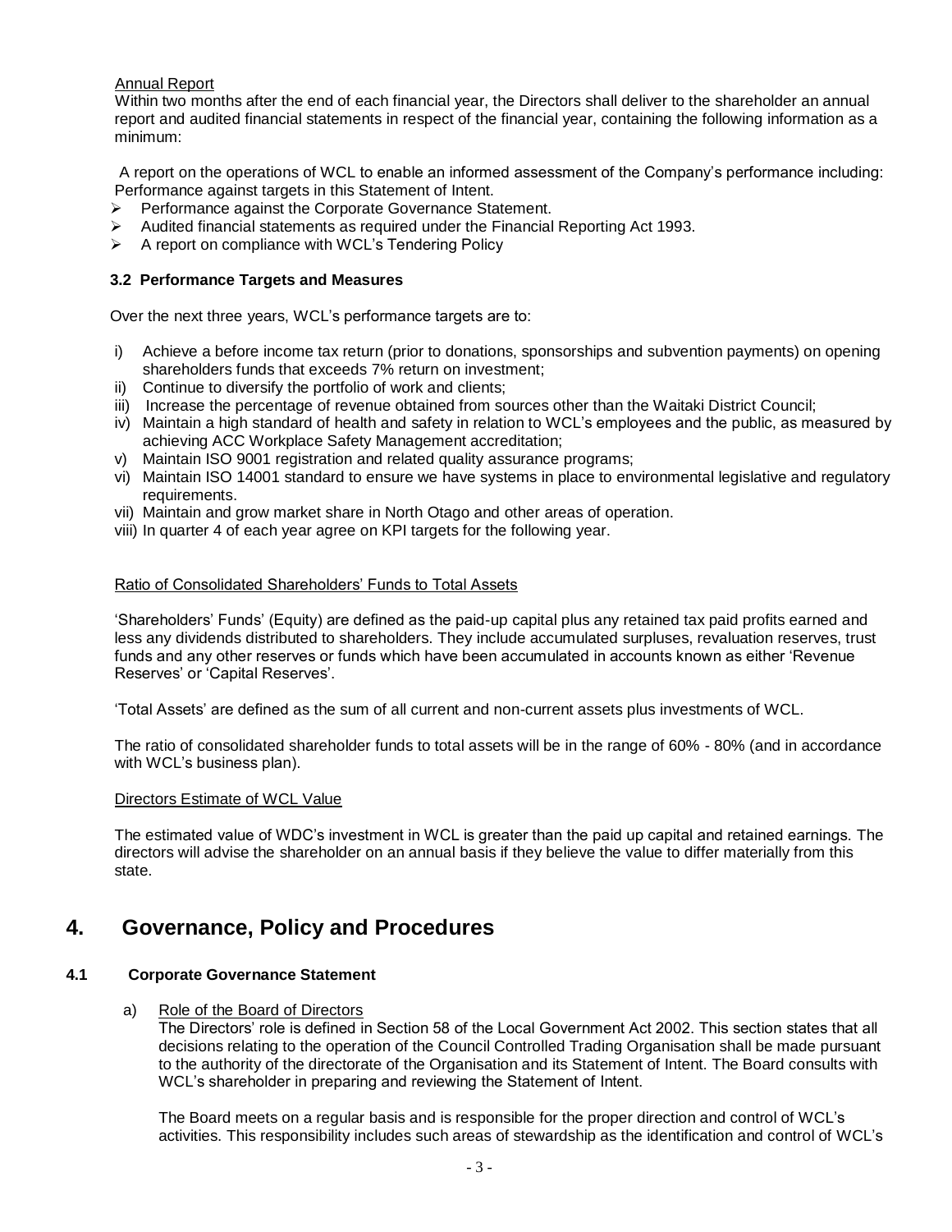Annual Report

Within two months after the end of each financial year, the Directors shall deliver to the shareholder an annual report and audited financial statements in respect of the financial year, containing the following information as a minimum:

A report on the operations of WCL to enable an informed assessment of the Company's performance including: Performance against targets in this Statement of Intent.

- Performance against the Corporate Governance Statement.
- Audited financial statements as required under the Financial Reporting Act 1993.
- A report on compliance with WCL's Tendering Policy

### 3.2 Performance Targets and Measures

Over the next three years, WCL's performance targets are to:

i) Achieve a before income tax return (prior to donations, sponsorships and subvention payments) on opening shareholders funds that exceeds 7% return on investment;
ii) Continue to diversify the portfolio of work and clients;
iii) Increase the percentage of revenue obtained from sources other than the Waitaki District Council;
iv) Maintain a high standard of health and safety in relation to WCL's employees and the public, as measured by achieving ACC Workplace Safety Management accreditation;
v) Maintain ISO 9001 registration and related quality assurance programs;
vi) Maintain ISO 14001 standard to ensure we have systems in place to environmental legislative and regulatory requirements.
vii) Maintain and grow market share in North Otago and other areas of operation.
viii) In quarter 4 of each year agree on KPI targets for the following year.

Ratio of Consolidated Shareholders' Funds to Total Assets

'Shareholders' Funds' (Equity) are defined as the paid-up capital plus any retained tax paid profits earned and less any dividends distributed to shareholders. They include accumulated surpluses, revaluation reserves, trust funds and any other reserves or funds which have been accumulated in accounts known as either 'Revenue Reserves' or 'Capital Reserves'.

'Total Assets' are defined as the sum of all current and non-current assets plus investments of WCL.

The ratio of consolidated shareholder funds to total assets will be in the range of 60% - 80% (and in accordance with WCL's business plan).

Directors Estimate of WCL Value

The estimated value of WDC's investment in WCL is greater than the paid up capital and retained earnings. The directors will advise the shareholder on an annual basis if they believe the value to differ materially from this state.

## 4. Governance, Policy and Procedures

### 4.1 Corporate Governance Statement

a) Role of the Board of Directors

The Directors' role is defined in Section 58 of the Local Government Act 2002. This section states that all decisions relating to the operation of the Council Controlled Trading Organisation shall be made pursuant to the authority of the directorate of the Organisation and its Statement of Intent. The Board consults with WCL's shareholder in preparing and reviewing the Statement of Intent.

The Board meets on a regular basis and is responsible for the proper direction and control of WCL's activities. This responsibility includes such areas of stewardship as the identification and control of WCL's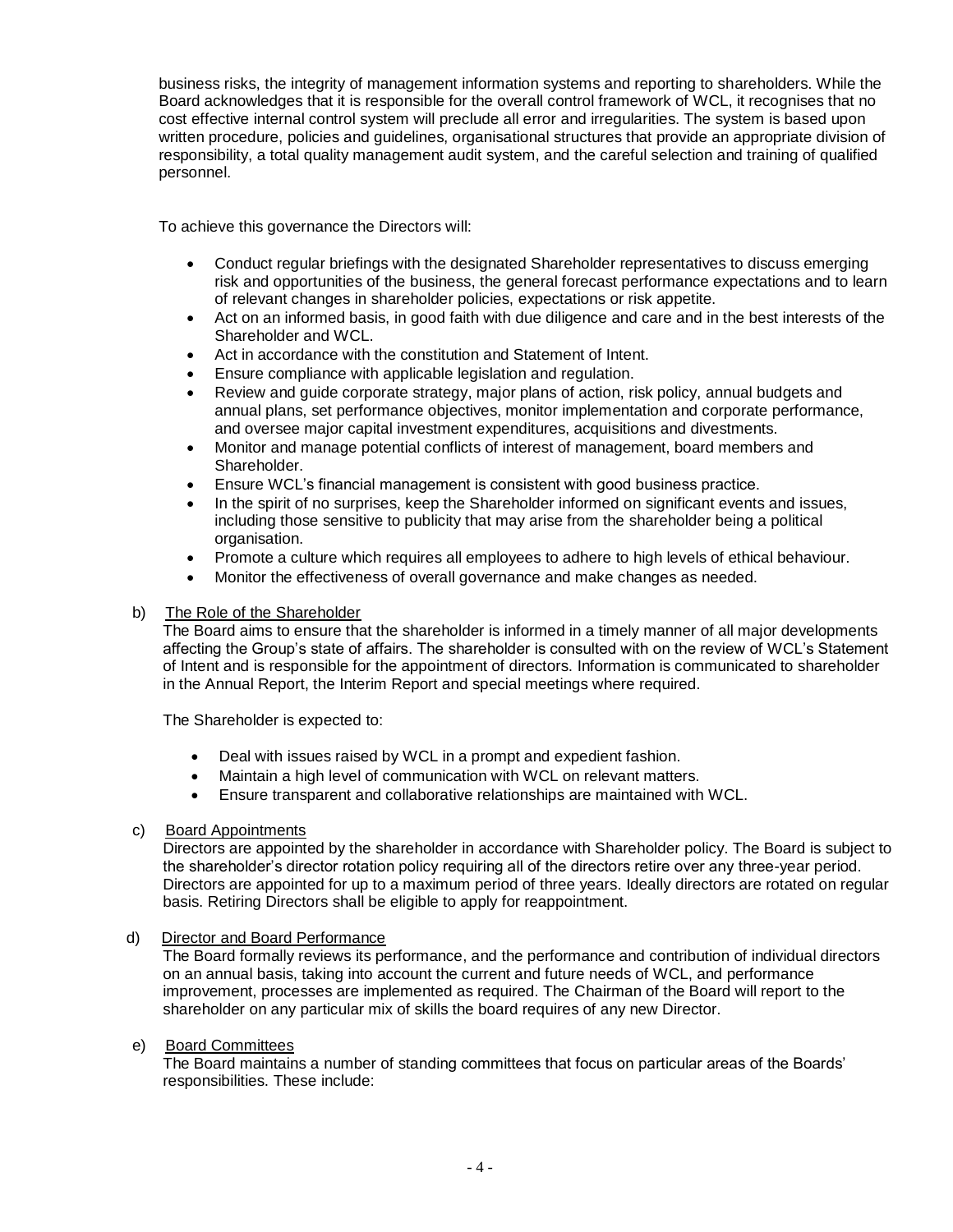business risks, the integrity of management information systems and reporting to shareholders. While the Board acknowledges that it is responsible for the overall control framework of WCL, it recognises that no cost effective internal control system will preclude all error and irregularities. The system is based upon written procedure, policies and guidelines, organisational structures that provide an appropriate division of responsibility, a total quality management audit system, and the careful selection and training of qualified personnel.

To achieve this governance the Directors will:

- Conduct regular briefings with the designated Shareholder representatives to discuss emerging risk and opportunities of the business, the general forecast performance expectations and to learn of relevant changes in shareholder policies, expectations or risk appetite.
- Act on an informed basis, in good faith with due diligence and care and in the best interests of the Shareholder and WCL.
- Act in accordance with the constitution and Statement of Intent.
- Ensure compliance with applicable legislation and regulation.
- Review and guide corporate strategy, major plans of action, risk policy, annual budgets and annual plans, set performance objectives, monitor implementation and corporate performance, and oversee major capital investment expenditures, acquisitions and divestments.
- Monitor and manage potential conflicts of interest of management, board members and Shareholder.
- Ensure WCL's financial management is consistent with good business practice.
- In the spirit of no surprises, keep the Shareholder informed on significant events and issues, including those sensitive to publicity that may arise from the shareholder being a political organisation.
- Promote a culture which requires all employees to adhere to high levels of ethical behaviour.
- Monitor the effectiveness of overall governance and make changes as needed.

b) <u>The Role of the Shareholder</u>

The Board aims to ensure that the shareholder is informed in a timely manner of all major developments affecting the Group's state of affairs. The shareholder is consulted with on the review of WCL's Statement of Intent and is responsible for the appointment of directors. Information is communicated to shareholder in the Annual Report, the Interim Report and special meetings where required.

The Shareholder is expected to:

- Deal with issues raised by WCL in a prompt and expedient fashion.
- Maintain a high level of communication with WCL on relevant matters.
- Ensure transparent and collaborative relationships are maintained with WCL.

c) <u>Board Appointments</u>

Directors are appointed by the shareholder in accordance with Shareholder policy. The Board is subject to the shareholder's director rotation policy requiring all of the directors retire over any three-year period. Directors are appointed for up to a maximum period of three years. Ideally directors are rotated on regular basis. Retiring Directors shall be eligible to apply for reappointment.

d) <u>Director and Board Performance</u>

The Board formally reviews its performance, and the performance and contribution of individual directors on an annual basis, taking into account the current and future needs of WCL, and performance improvement, processes are implemented as required. The Chairman of the Board will report to the shareholder on any particular mix of skills the board requires of any new Director.

e) <u>Board Committees</u>

The Board maintains a number of standing committees that focus on particular areas of the Boards' responsibilities. These include: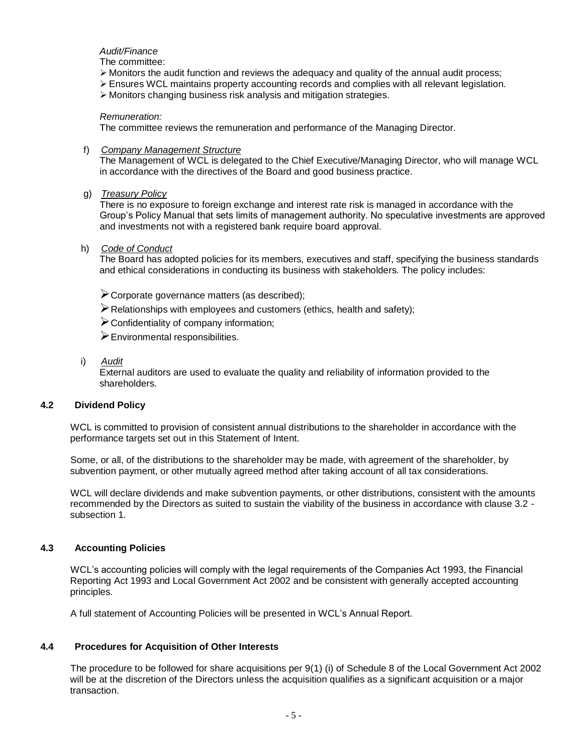*Audit/Finance*

The committee:

- Monitors the audit function and reviews the adequacy and quality of the annual audit process;
- Ensures WCL maintains property accounting records and complies with all relevant legislation.
- Monitors changing business risk analysis and mitigation strategies.

*Remuneration:*

The committee reviews the remuneration and performance of the Managing Director.

f) *Company Management Structure*

The Management of WCL is delegated to the Chief Executive/Managing Director, who will manage WCL in accordance with the directives of the Board and good business practice.

g) *Treasury Policy*

There is no exposure to foreign exchange and interest rate risk is managed in accordance with the Group's Policy Manual that sets limits of management authority. No speculative investments are approved and investments not with a registered bank require board approval.

h) *Code of Conduct*

The Board has adopted policies for its members, executives and staff, specifying the business standards and ethical considerations in conducting its business with stakeholders. The policy includes:

- Corporate governance matters (as described);
- Relationships with employees and customers (ethics, health and safety);
- Confidentiality of company information;
- Environmental responsibilities.

i) *Audit*

External auditors are used to evaluate the quality and reliability of information provided to the shareholders.

### 4.2 Dividend Policy

WCL is committed to provision of consistent annual distributions to the shareholder in accordance with the performance targets set out in this Statement of Intent.

Some, or all, of the distributions to the shareholder may be made, with agreement of the shareholder, by subvention payment, or other mutually agreed method after taking account of all tax considerations.

WCL will declare dividends and make subvention payments, or other distributions, consistent with the amounts recommended by the Directors as suited to sustain the viability of the business in accordance with clause 3.2 - subsection 1.

### 4.3 Accounting Policies

WCL's accounting policies will comply with the legal requirements of the Companies Act 1993, the Financial Reporting Act 1993 and Local Government Act 2002 and be consistent with generally accepted accounting principles.

A full statement of Accounting Policies will be presented in WCL's Annual Report.

### 4.4 Procedures for Acquisition of Other Interests

The procedure to be followed for share acquisitions per 9(1) (i) of Schedule 8 of the Local Government Act 2002 will be at the discretion of the Directors unless the acquisition qualifies as a significant acquisition or a major transaction.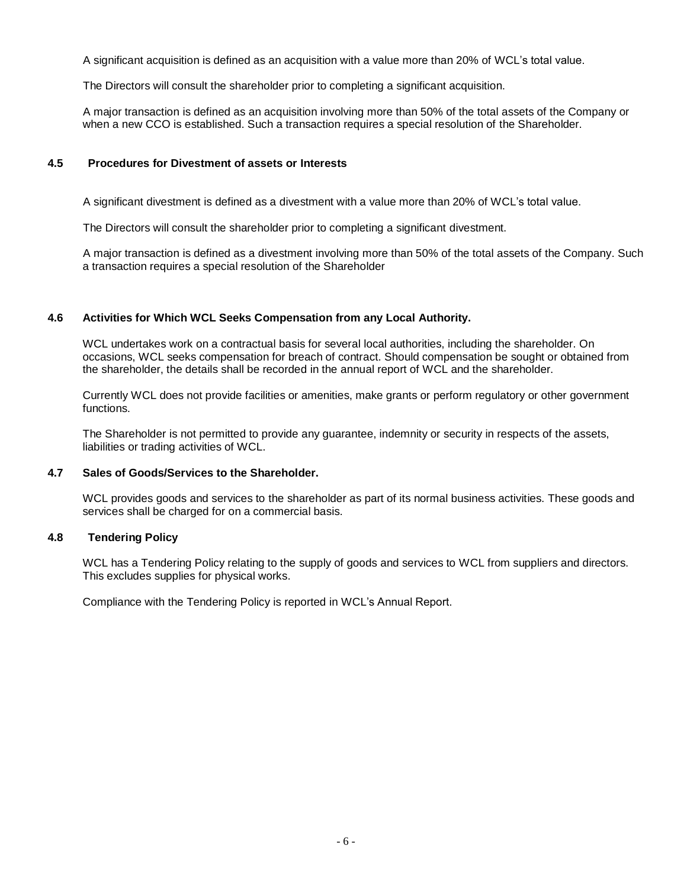A significant acquisition is defined as an acquisition with a value more than 20% of WCL's total value.

The Directors will consult the shareholder prior to completing a significant acquisition.

A major transaction is defined as an acquisition involving more than 50% of the total assets of the Company or when a new CCO is established. Such a transaction requires a special resolution of the Shareholder.

### 4.5 Procedures for Divestment of assets or Interests

A significant divestment is defined as a divestment with a value more than 20% of WCL's total value.

The Directors will consult the shareholder prior to completing a significant divestment.

A major transaction is defined as a divestment involving more than 50% of the total assets of the Company. Such a transaction requires a special resolution of the Shareholder

### 4.6 Activities for Which WCL Seeks Compensation from any Local Authority.

WCL undertakes work on a contractual basis for several local authorities, including the shareholder. On occasions, WCL seeks compensation for breach of contract. Should compensation be sought or obtained from the shareholder, the details shall be recorded in the annual report of WCL and the shareholder.

Currently WCL does not provide facilities or amenities, make grants or perform regulatory or other government functions.

The Shareholder is not permitted to provide any guarantee, indemnity or security in respects of the assets, liabilities or trading activities of WCL.

### 4.7 Sales of Goods/Services to the Shareholder.

WCL provides goods and services to the shareholder as part of its normal business activities. These goods and services shall be charged for on a commercial basis.

### 4.8 Tendering Policy

WCL has a Tendering Policy relating to the supply of goods and services to WCL from suppliers and directors. This excludes supplies for physical works.

Compliance with the Tendering Policy is reported in WCL's Annual Report.